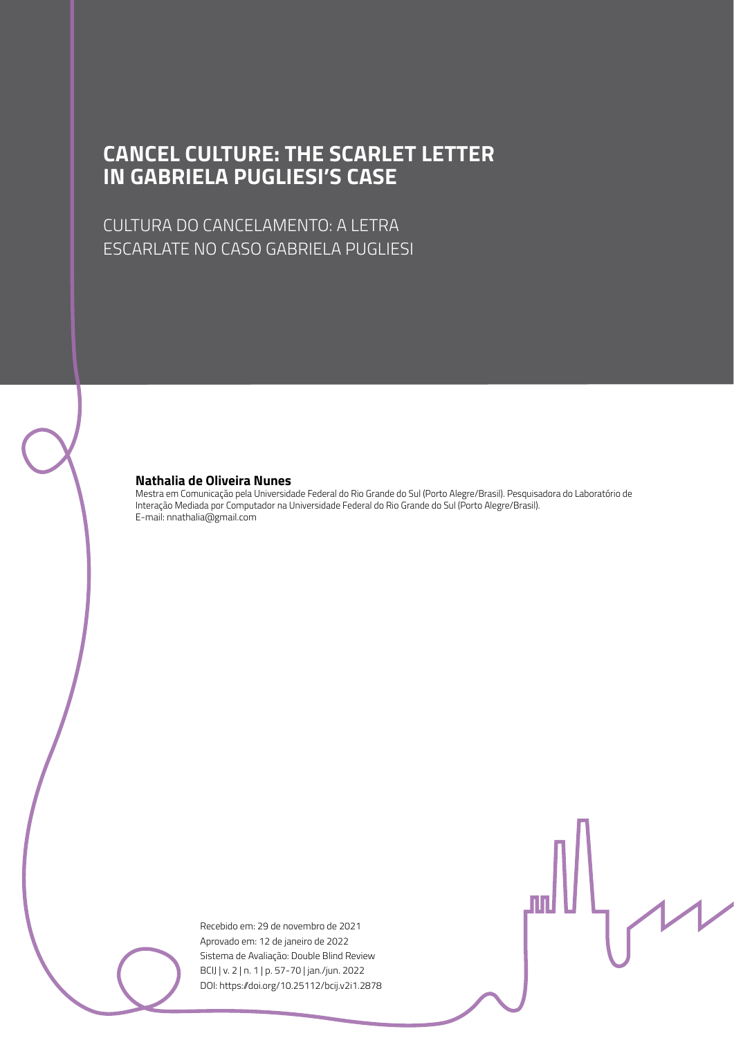# CANCEL CULTURE: THE SCARLET LETTER IN GABRIELA PUGLIESI'S CASE

## CULTURA DO CANCELAMENTO: A LETRA ESCARLATE NO CASO GABRIELA PUGLIESI

**Nathalia de Oliveira Nunes**
Mestra em Comunicação pela Universidade Federal do Rio Grande do Sul (Porto Alegre/Brasil). Pesquisadora do Laboratório de Interação Mediada por Computador na Universidade Federal do Rio Grande do Sul (Porto Alegre/Brasil).
E-mail: nnathalia@gmail.com

Recebido em: 29 de novembro de 2021
Aprovado em: 12 de janeiro de 2022
Sistema de Avaliação: Double Blind Review
BCIJ | v. 2 | n. 1 | p. 57-70 | jan./jun. 2022
DOI: https://doi.org/10.25112/bcij.v2i1.2878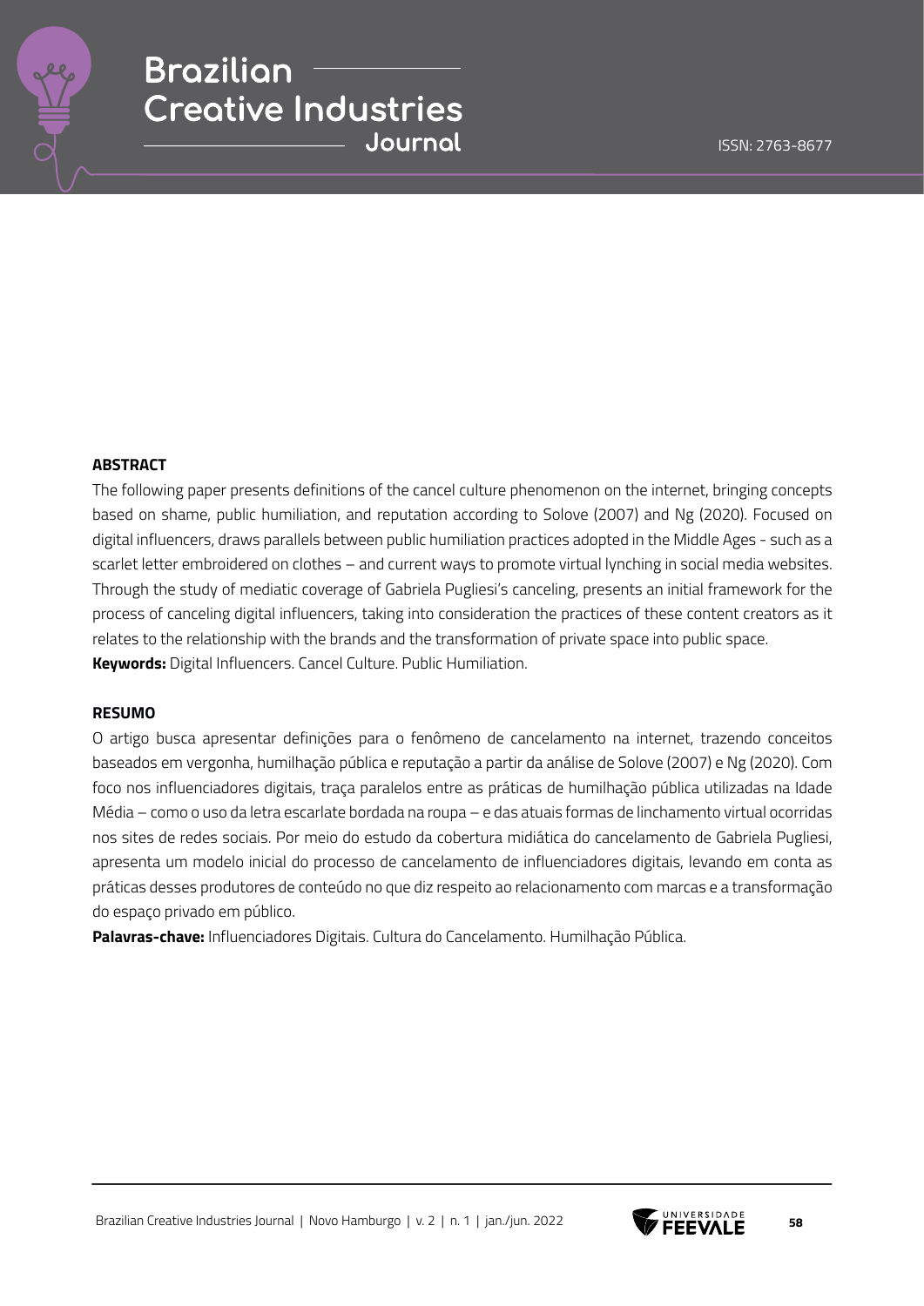**ABSTRACT**

The following paper presents definitions of the cancel culture phenomenon on the internet, bringing concepts based on shame, public humiliation, and reputation according to Solove (2007) and Ng (2020). Focused on digital influencers, draws parallels between public humiliation practices adopted in the Middle Ages - such as a scarlet letter embroidered on clothes – and current ways to promote virtual lynching in social media websites. Through the study of mediatic coverage of Gabriela Pugliesi's canceling, presents an initial framework for the process of canceling digital influencers, taking into consideration the practices of these content creators as it relates to the relationship with the brands and the transformation of private space into public space.

**Keywords:** Digital Influencers. Cancel Culture. Public Humiliation.

**RESUMO**

O artigo busca apresentar definições para o fenômeno de cancelamento na internet, trazendo conceitos baseados em vergonha, humilhação pública e reputação a partir da análise de Solove (2007) e Ng (2020). Com foco nos influenciadores digitais, traça paralelos entre as práticas de humilhação pública utilizadas na Idade Média – como o uso da letra escarlate bordada na roupa – e das atuais formas de linchamento virtual ocorridas nos sites de redes sociais. Por meio do estudo da cobertura midiática do cancelamento de Gabriela Pugliesi, apresenta um modelo inicial do processo de cancelamento de influenciadores digitais, levando em conta as práticas desses produtores de conteúdo no que diz respeito ao relacionamento com marcas e a transformação do espaço privado em público.

**Palavras-chave:** Influenciadores Digitais. Cultura do Cancelamento. Humilhação Pública.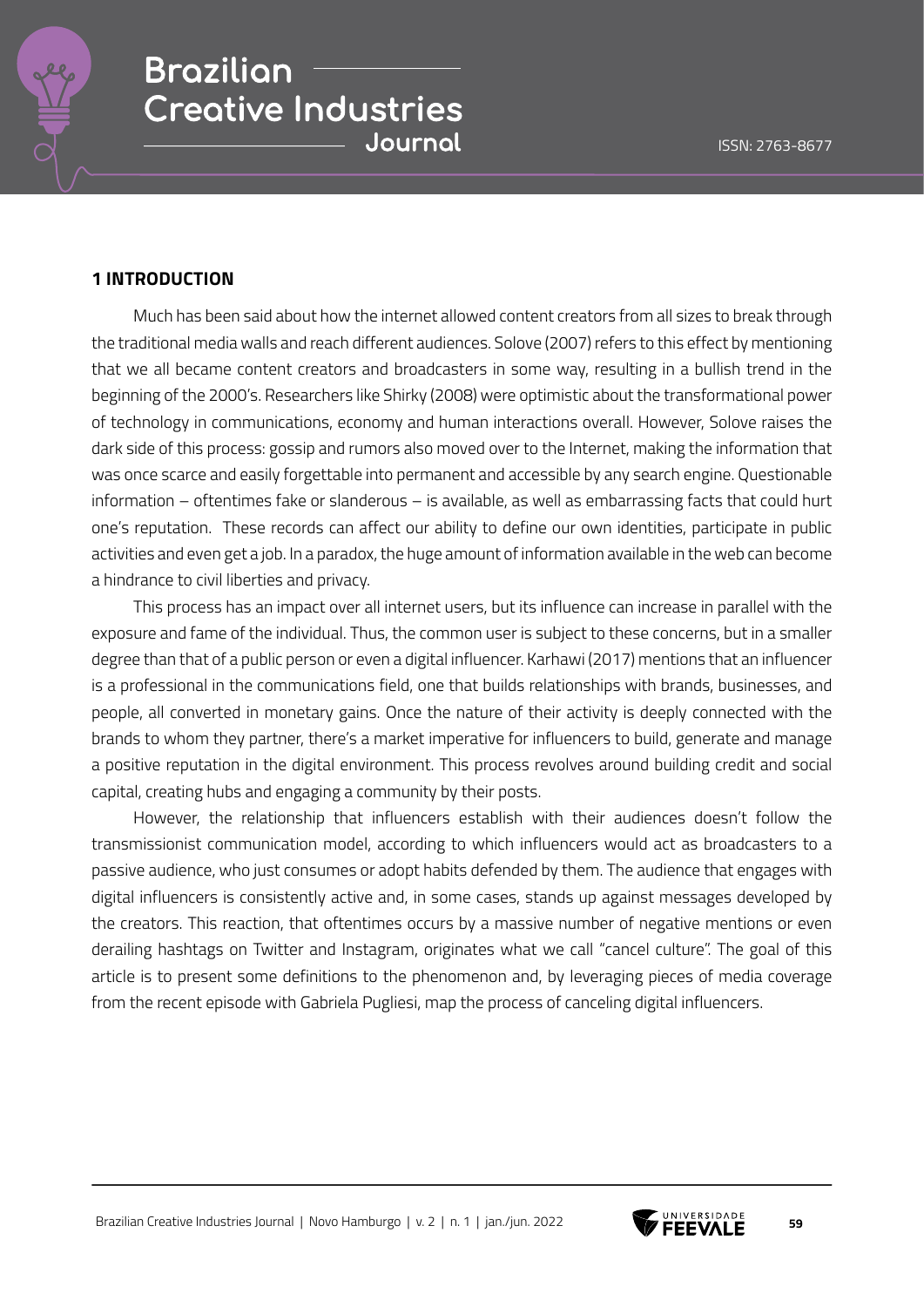## 1 INTRODUCTION

Much has been said about how the internet allowed content creators from all sizes to break through the traditional media walls and reach different audiences. Solove (2007) refers to this effect by mentioning that we all became content creators and broadcasters in some way, resulting in a bullish trend in the beginning of the 2000's. Researchers like Shirky (2008) were optimistic about the transformational power of technology in communications, economy and human interactions overall. However, Solove raises the dark side of this process: gossip and rumors also moved over to the Internet, making the information that was once scarce and easily forgettable into permanent and accessible by any search engine. Questionable information – oftentimes fake or slanderous – is available, as well as embarrassing facts that could hurt one's reputation. These records can affect our ability to define our own identities, participate in public activities and even get a job. In a paradox, the huge amount of information available in the web can become a hindrance to civil liberties and privacy.

This process has an impact over all internet users, but its influence can increase in parallel with the exposure and fame of the individual. Thus, the common user is subject to these concerns, but in a smaller degree than that of a public person or even a digital influencer. Karhawi (2017) mentions that an influencer is a professional in the communications field, one that builds relationships with brands, businesses, and people, all converted in monetary gains. Once the nature of their activity is deeply connected with the brands to whom they partner, there's a market imperative for influencers to build, generate and manage a positive reputation in the digital environment. This process revolves around building credit and social capital, creating hubs and engaging a community by their posts.

However, the relationship that influencers establish with their audiences doesn't follow the transmissionist communication model, according to which influencers would act as broadcasters to a passive audience, who just consumes or adopt habits defended by them. The audience that engages with digital influencers is consistently active and, in some cases, stands up against messages developed by the creators. This reaction, that oftentimes occurs by a massive number of negative mentions or even derailing hashtags on Twitter and Instagram, originates what we call "cancel culture". The goal of this article is to present some definitions to the phenomenon and, by leveraging pieces of media coverage from the recent episode with Gabriela Pugliesi, map the process of canceling digital influencers.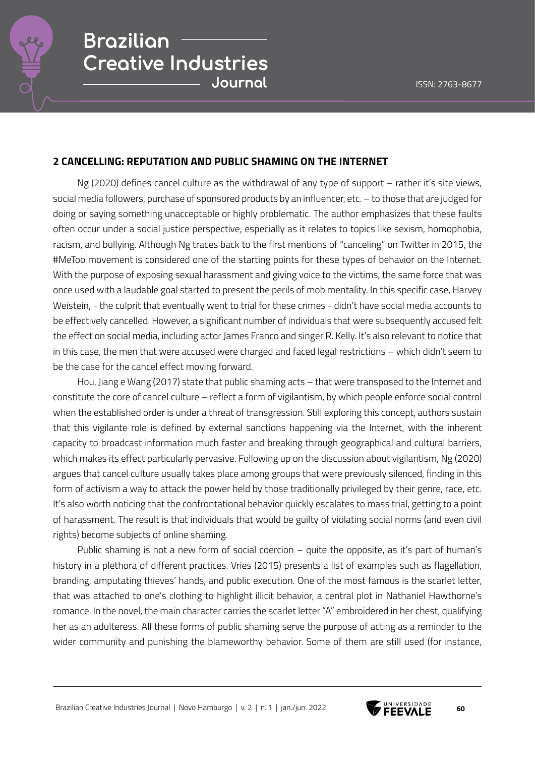## 2 CANCELLING: REPUTATION AND PUBLIC SHAMING ON THE INTERNET

Ng (2020) defines cancel culture as the withdrawal of any type of support – rather it's site views, social media followers, purchase of sponsored products by an influencer, etc. – to those that are judged for doing or saying something unacceptable or highly problematic. The author emphasizes that these faults often occur under a social justice perspective, especially as it relates to topics like sexism, homophobia, racism, and bullying. Although Ng traces back to the first mentions of "canceling" on Twitter in 2015, the #MeToo movement is considered one of the starting points for these types of behavior on the Internet. With the purpose of exposing sexual harassment and giving voice to the victims, the same force that was once used with a laudable goal started to present the perils of mob mentality. In this specific case, Harvey Weistein, - the culprit that eventually went to trial for these crimes - didn't have social media accounts to be effectively cancelled. However, a significant number of individuals that were subsequently accused felt the effect on social media, including actor James Franco and singer R. Kelly. It's also relevant to notice that in this case, the men that were accused were charged and faced legal restrictions – which didn't seem to be the case for the cancel effect moving forward.

Hou, Jiang e Wang (2017) state that public shaming acts – that were transposed to the Internet and constitute the core of cancel culture – reflect a form of vigilantism, by which people enforce social control when the established order is under a threat of transgression. Still exploring this concept, authors sustain that this vigilante role is defined by external sanctions happening via the Internet, with the inherent capacity to broadcast information much faster and breaking through geographical and cultural barriers, which makes its effect particularly pervasive. Following up on the discussion about vigilantism, Ng (2020) argues that cancel culture usually takes place among groups that were previously silenced, finding in this form of activism a way to attack the power held by those traditionally privileged by their genre, race, etc. It's also worth noticing that the confrontational behavior quickly escalates to mass trial, getting to a point of harassment. The result is that individuals that would be guilty of violating social norms (and even civil rights) become subjects of online shaming.

Public shaming is not a new form of social coercion – quite the opposite, as it's part of human's history in a plethora of different practices. Vries (2015) presents a list of examples such as flagellation, branding, amputating thieves' hands, and public execution. One of the most famous is the scarlet letter, that was attached to one's clothing to highlight illicit behavior, a central plot in Nathaniel Hawthorne's romance. In the novel, the main character carries the scarlet letter "A" embroidered in her chest, qualifying her as an adulteress. All these forms of public shaming serve the purpose of acting as a reminder to the wider community and punishing the blameworthy behavior. Some of them are still used (for instance,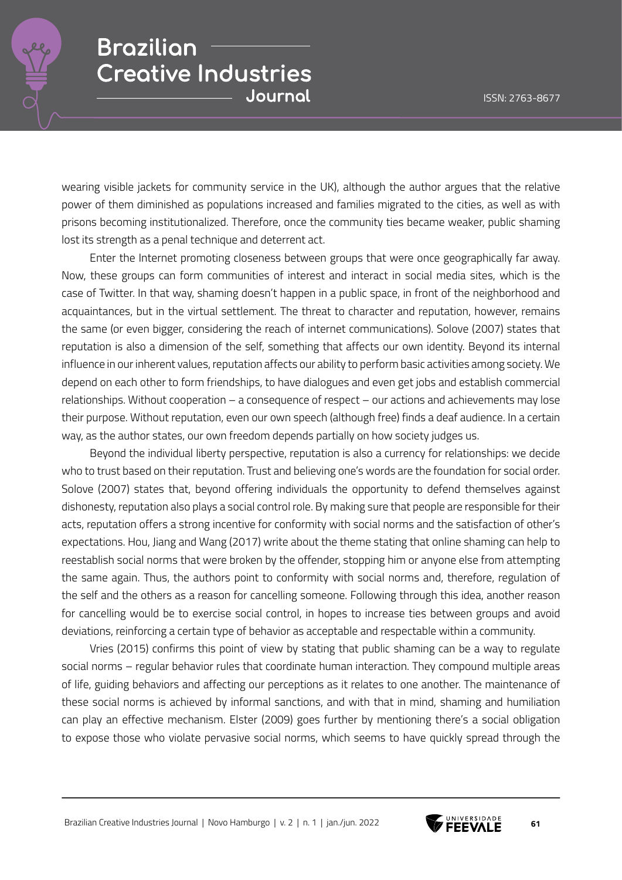wearing visible jackets for community service in the UK), although the author argues that the relative power of them diminished as populations increased and families migrated to the cities, as well as with prisons becoming institutionalized. Therefore, once the community ties became weaker, public shaming lost its strength as a penal technique and deterrent act.

Enter the Internet promoting closeness between groups that were once geographically far away. Now, these groups can form communities of interest and interact in social media sites, which is the case of Twitter. In that way, shaming doesn't happen in a public space, in front of the neighborhood and acquaintances, but in the virtual settlement. The threat to character and reputation, however, remains the same (or even bigger, considering the reach of internet communications). Solove (2007) states that reputation is also a dimension of the self, something that affects our own identity. Beyond its internal influence in our inherent values, reputation affects our ability to perform basic activities among society. We depend on each other to form friendships, to have dialogues and even get jobs and establish commercial relationships. Without cooperation – a consequence of respect – our actions and achievements may lose their purpose. Without reputation, even our own speech (although free) finds a deaf audience. In a certain way, as the author states, our own freedom depends partially on how society judges us.

Beyond the individual liberty perspective, reputation is also a currency for relationships: we decide who to trust based on their reputation. Trust and believing one's words are the foundation for social order. Solove (2007) states that, beyond offering individuals the opportunity to defend themselves against dishonesty, reputation also plays a social control role. By making sure that people are responsible for their acts, reputation offers a strong incentive for conformity with social norms and the satisfaction of other's expectations. Hou, Jiang and Wang (2017) write about the theme stating that online shaming can help to reestablish social norms that were broken by the offender, stopping him or anyone else from attempting the same again. Thus, the authors point to conformity with social norms and, therefore, regulation of the self and the others as a reason for cancelling someone. Following through this idea, another reason for cancelling would be to exercise social control, in hopes to increase ties between groups and avoid deviations, reinforcing a certain type of behavior as acceptable and respectable within a community.

Vries (2015) confirms this point of view by stating that public shaming can be a way to regulate social norms – regular behavior rules that coordinate human interaction. They compound multiple areas of life, guiding behaviors and affecting our perceptions as it relates to one another. The maintenance of these social norms is achieved by informal sanctions, and with that in mind, shaming and humiliation can play an effective mechanism. Elster (2009) goes further by mentioning there's a social obligation to expose those who violate pervasive social norms, which seems to have quickly spread through the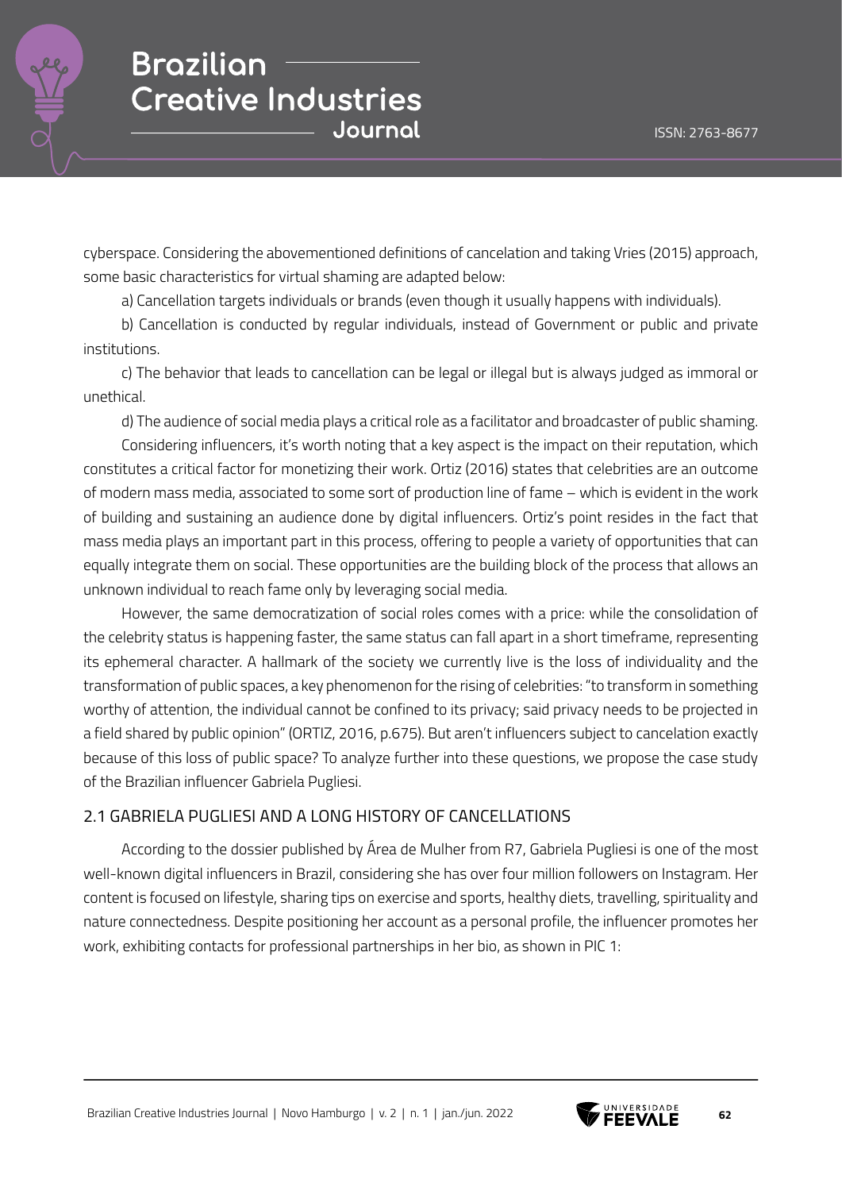cyberspace. Considering the abovementioned definitions of cancelation and taking Vries (2015) approach, some basic characteristics for virtual shaming are adapted below:

a) Cancellation targets individuals or brands (even though it usually happens with individuals).

b) Cancellation is conducted by regular individuals, instead of Government or public and private institutions.

c) The behavior that leads to cancellation can be legal or illegal but is always judged as immoral or unethical.

d) The audience of social media plays a critical role as a facilitator and broadcaster of public shaming.

Considering influencers, it's worth noting that a key aspect is the impact on their reputation, which constitutes a critical factor for monetizing their work. Ortiz (2016) states that celebrities are an outcome of modern mass media, associated to some sort of production line of fame – which is evident in the work of building and sustaining an audience done by digital influencers. Ortiz's point resides in the fact that mass media plays an important part in this process, offering to people a variety of opportunities that can equally integrate them on social. These opportunities are the building block of the process that allows an unknown individual to reach fame only by leveraging social media.

However, the same democratization of social roles comes with a price: while the consolidation of the celebrity status is happening faster, the same status can fall apart in a short timeframe, representing its ephemeral character. A hallmark of the society we currently live is the loss of individuality and the transformation of public spaces, a key phenomenon for the rising of celebrities: "to transform in something worthy of attention, the individual cannot be confined to its privacy; said privacy needs to be projected in a field shared by public opinion" (ORTIZ, 2016, p.675). But aren't influencers subject to cancelation exactly because of this loss of public space? To analyze further into these questions, we propose the case study of the Brazilian influencer Gabriela Pugliesi.

## 2.1 GABRIELA PUGLIESI AND A LONG HISTORY OF CANCELLATIONS

According to the dossier published by Área de Mulher from R7, Gabriela Pugliesi is one of the most well-known digital influencers in Brazil, considering she has over four million followers on Instagram. Her content is focused on lifestyle, sharing tips on exercise and sports, healthy diets, travelling, spirituality and nature connectedness. Despite positioning her account as a personal profile, the influencer promotes her work, exhibiting contacts for professional partnerships in her bio, as shown in PIC 1: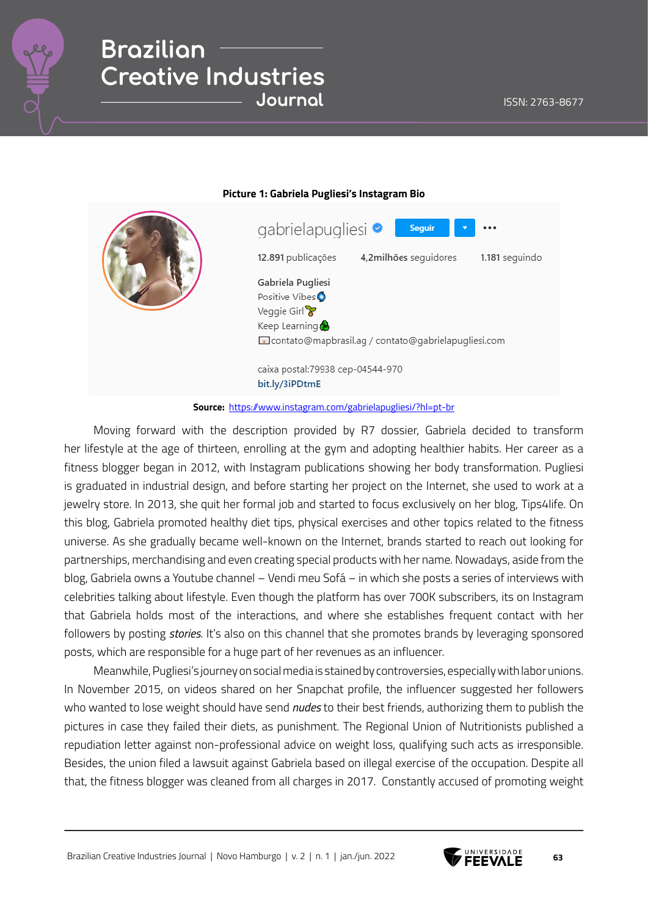**Picture 1: Gabriela Pugliesi's Instagram Bio**

gabrielapugliesi Seguir

12.891 publicações 4,2milhões seguidores 1.181 seguindo

Gabriela Pugliesi
Positive Vibes
Veggie Girl
Keep Learning
contato@mapbrasil.ag / contato@gabrielapugliesi.com

caixa postal:79938 cep-04544-970
bit.ly/3iPDtmE

**Source:** https://www.instagram.com/gabrielapugliesi/?hl=pt-br

Moving forward with the description provided by R7 dossier, Gabriela decided to transform her lifestyle at the age of thirteen, enrolling at the gym and adopting healthier habits. Her career as a fitness blogger began in 2012, with Instagram publications showing her body transformation. Pugliesi is graduated in industrial design, and before starting her project on the Internet, she used to work at a jewelry store. In 2013, she quit her formal job and started to focus exclusively on her blog, Tips4life. On this blog, Gabriela promoted healthy diet tips, physical exercises and other topics related to the fitness universe. As she gradually became well-known on the Internet, brands started to reach out looking for partnerships, merchandising and even creating special products with her name. Nowadays, aside from the blog, Gabriela owns a Youtube channel – Vendi meu Sofá – in which she posts a series of interviews with celebrities talking about lifestyle. Even though the platform has over 700K subscribers, its on Instagram that Gabriela holds most of the interactions, and where she establishes frequent contact with her followers by posting *stories*. It's also on this channel that she promotes brands by leveraging sponsored posts, which are responsible for a huge part of her revenues as an influencer.

Meanwhile, Pugliesi's journey on social media is stained by controversies, especially with labor unions. In November 2015, on videos shared on her Snapchat profile, the influencer suggested her followers who wanted to lose weight should have send *nudes* to their best friends, authorizing them to publish the pictures in case they failed their diets, as punishment. The Regional Union of Nutritionists published a repudiation letter against non-professional advice on weight loss, qualifying such acts as irresponsible. Besides, the union filed a lawsuit against Gabriela based on illegal exercise of the occupation. Despite all that, the fitness blogger was cleaned from all charges in 2017. Constantly accused of promoting weight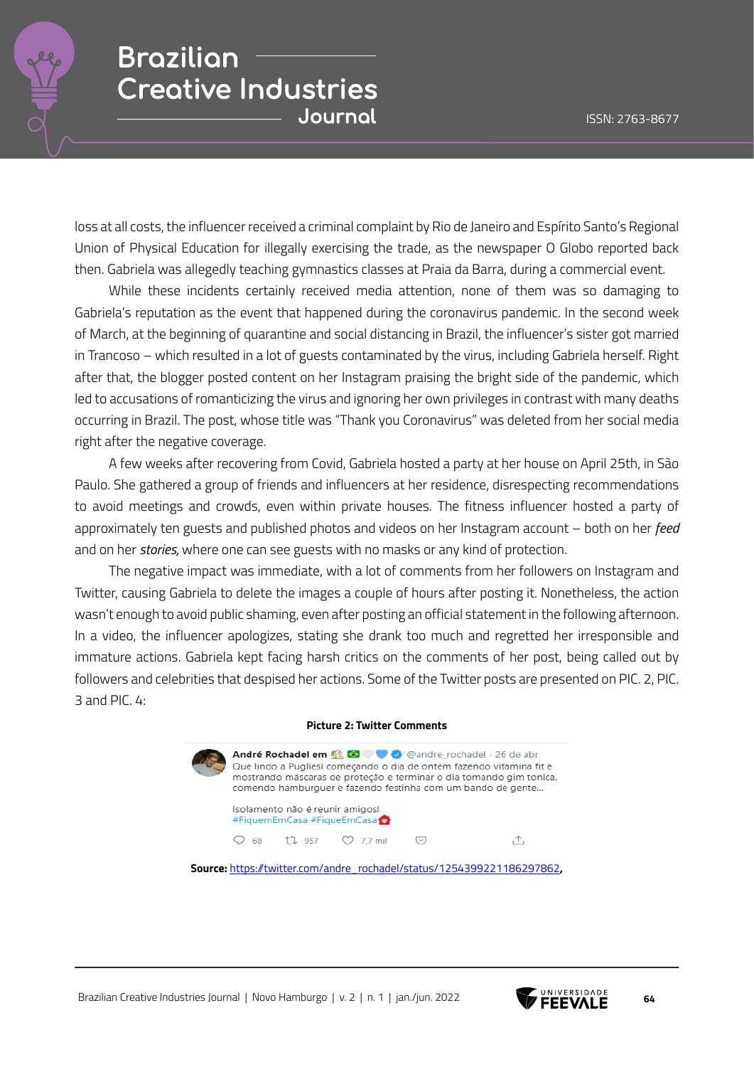loss at all costs, the influencer received a criminal complaint by Rio de Janeiro and Espírito Santo's Regional Union of Physical Education for illegally exercising the trade, as the newspaper O Globo reported back then. Gabriela was allegedly teaching gymnastics classes at Praia da Barra, during a commercial event.

While these incidents certainly received media attention, none of them was so damaging to Gabriela's reputation as the event that happened during the coronavirus pandemic. In the second week of March, at the beginning of quarantine and social distancing in Brazil, the influencer's sister got married in Trancoso – which resulted in a lot of guests contaminated by the virus, including Gabriela herself. Right after that, the blogger posted content on her Instagram praising the bright side of the pandemic, which led to accusations of romanticizing the virus and ignoring her own privileges in contrast with many deaths occurring in Brazil. The post, whose title was "Thank you Coronavirus" was deleted from her social media right after the negative coverage.

A few weeks after recovering from Covid, Gabriela hosted a party at her house on April 25th, in São Paulo. She gathered a group of friends and influencers at her residence, disrespecting recommendations to avoid meetings and crowds, even within private houses. The fitness influencer hosted a party of approximately ten guests and published photos and videos on her Instagram account – both on her *feed* and on her *stories,* where one can see guests with no masks or any kind of protection.

The negative impact was immediate, with a lot of comments from her followers on Instagram and Twitter, causing Gabriela to delete the images a couple of hours after posting it. Nonetheless, the action wasn't enough to avoid public shaming, even after posting an official statement in the following afternoon. In a video, the influencer apologizes, stating she drank too much and regretted her irresponsible and immature actions. Gabriela kept facing harsh critics on the comments of her post, being called out by followers and celebrities that despised her actions. Some of the Twitter posts are presented on PIC. 2, PIC. 3 and PIC. 4:

**Picture 2: Twitter Comments**

André Rochadel em 🏡 🇧🇷 🤍💙 @andre_rochadel · 26 de abr
Que lindo a Pugliesi começando o dia de ontem fazendo vitamina fit e mostrando máscaras de proteção e terminar o dia tomando gim tonica, comendo hamburguer e fazendo festinha com um bando de gente...

Isolamento não é reunir amigos!
#FiquemEmCasa #FiqueEmCasa🏠

68 · 957 · 7,7 mil

**Source:** https://twitter.com/andre_rochadel/status/1254399221186297862,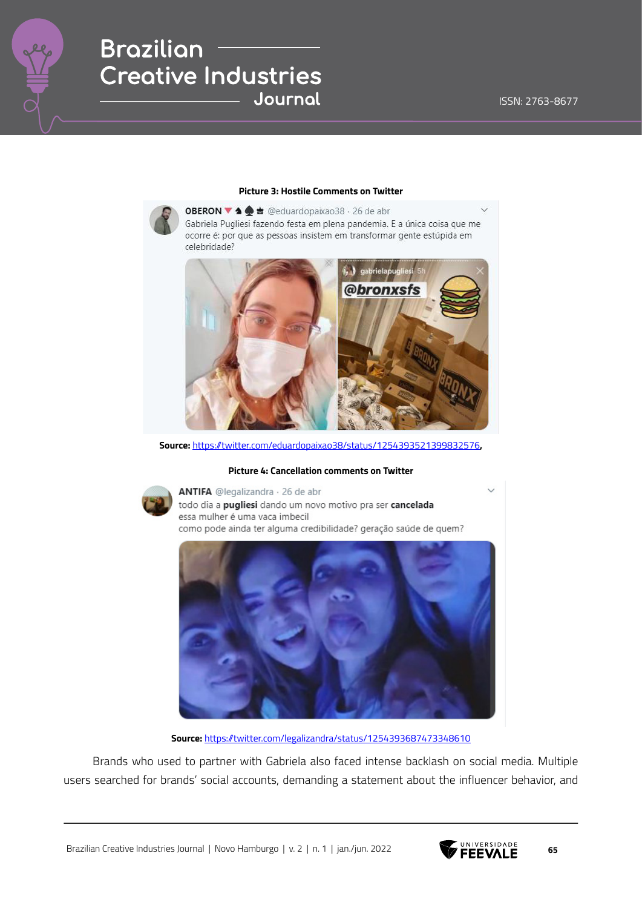**Picture 3: Hostile Comments on Twitter**

**Source:** https://twitter.com/eduardopaixao38/status/1254393521399832576,

**Picture 4: Cancellation comments on Twitter**

**Source:** https://twitter.com/legalizandra/status/1254393687473348610

Brands who used to partner with Gabriela also faced intense backlash on social media. Multiple users searched for brands' social accounts, demanding a statement about the influencer behavior, and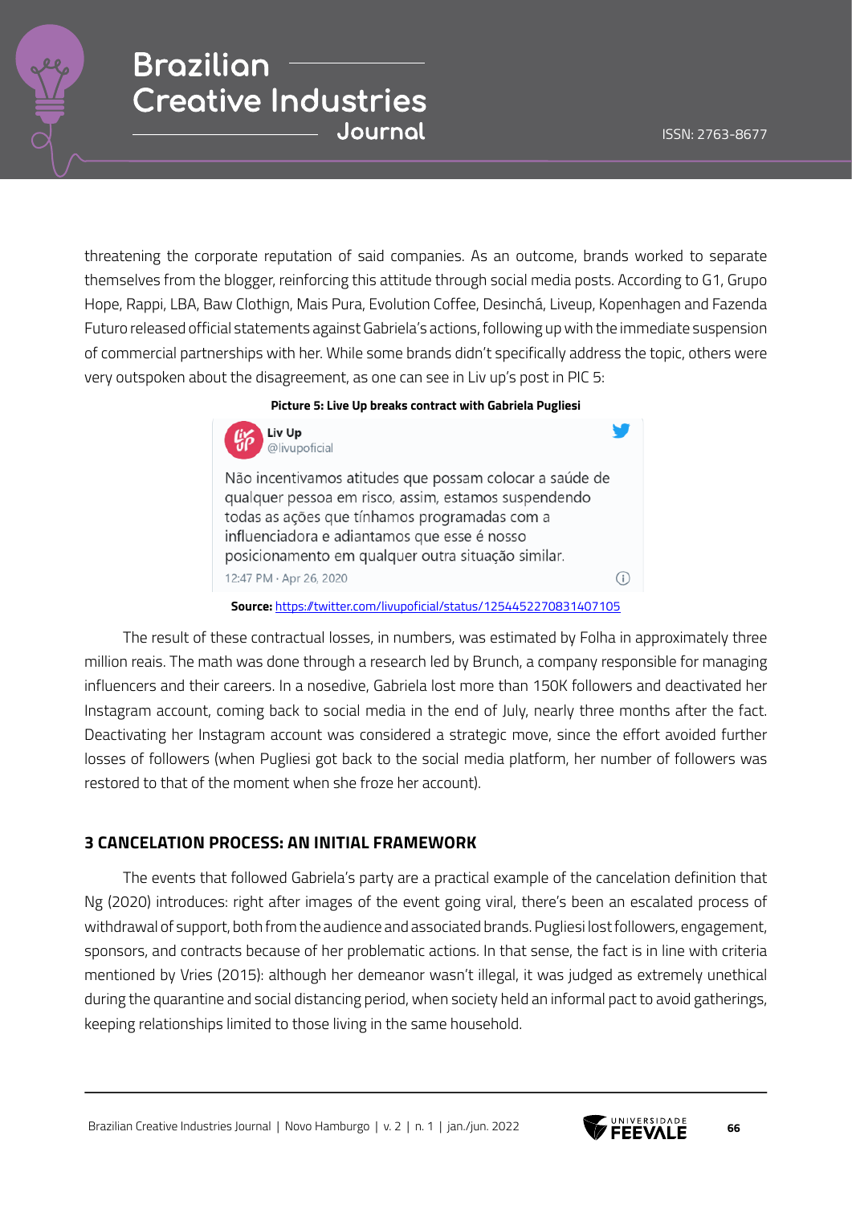threatening the corporate reputation of said companies. As an outcome, brands worked to separate themselves from the blogger, reinforcing this attitude through social media posts. According to G1, Grupo Hope, Rappi, LBA, Baw Clothign, Mais Pura, Evolution Coffee, Desinchá, Liveup, Kopenhagen and Fazenda Futuro released official statements against Gabriela's actions, following up with the immediate suspension of commercial partnerships with her. While some brands didn't specifically address the topic, others were very outspoken about the disagreement, as one can see in Liv up's post in PIC 5:

**Picture 5: Live Up breaks contract with Gabriela Pugliesi**

Liv Up
@livupoficial

Não incentivamos atitudes que possam colocar a saúde de qualquer pessoa em risco, assim, estamos suspendendo todas as ações que tínhamos programadas com a influenciadora e adiantamos que esse é nosso posicionamento em qualquer outra situação similar.

12:47 PM · Apr 26, 2020

**Source:** https://twitter.com/livupoficial/status/1254452270831407105

The result of these contractual losses, in numbers, was estimated by Folha in approximately three million reais. The math was done through a research led by Brunch, a company responsible for managing influencers and their careers. In a nosedive, Gabriela lost more than 150K followers and deactivated her Instagram account, coming back to social media in the end of July, nearly three months after the fact. Deactivating her Instagram account was considered a strategic move, since the effort avoided further losses of followers (when Pugliesi got back to the social media platform, her number of followers was restored to that of the moment when she froze her account).

## 3 CANCELATION PROCESS: AN INITIAL FRAMEWORK

The events that followed Gabriela's party are a practical example of the cancelation definition that Ng (2020) introduces: right after images of the event going viral, there's been an escalated process of withdrawal of support, both from the audience and associated brands. Pugliesi lost followers, engagement, sponsors, and contracts because of her problematic actions. In that sense, the fact is in line with criteria mentioned by Vries (2015): although her demeanor wasn't illegal, it was judged as extremely unethical during the quarantine and social distancing period, when society held an informal pact to avoid gatherings, keeping relationships limited to those living in the same household.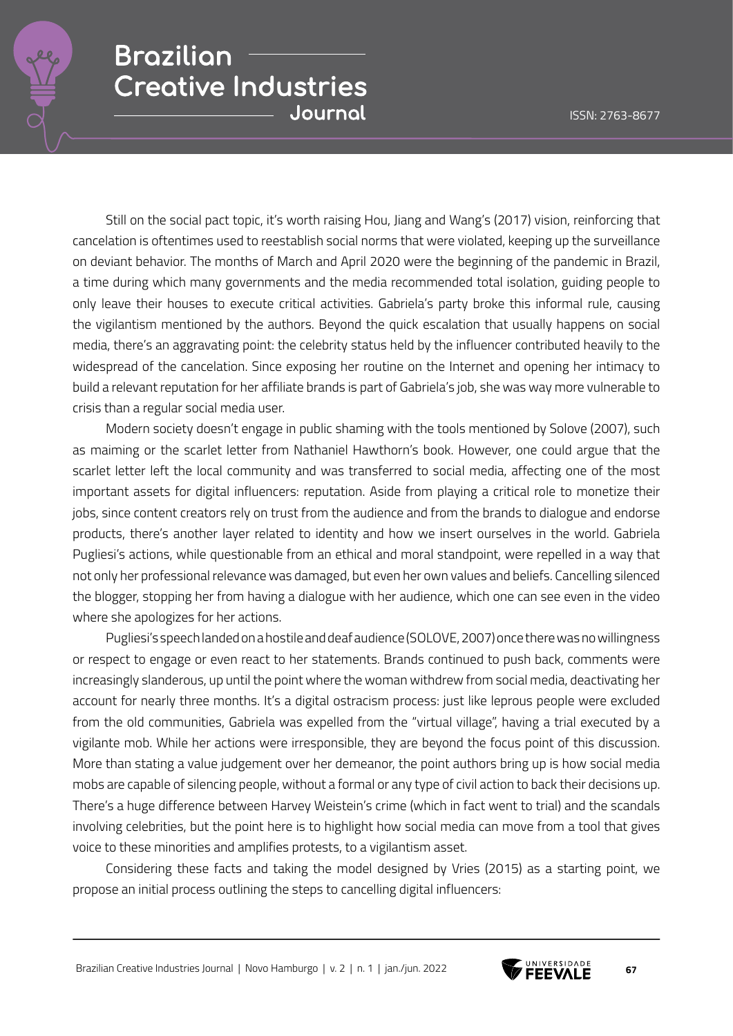Still on the social pact topic, it's worth raising Hou, Jiang and Wang's (2017) vision, reinforcing that cancelation is oftentimes used to reestablish social norms that were violated, keeping up the surveillance on deviant behavior. The months of March and April 2020 were the beginning of the pandemic in Brazil, a time during which many governments and the media recommended total isolation, guiding people to only leave their houses to execute critical activities. Gabriela's party broke this informal rule, causing the vigilantism mentioned by the authors. Beyond the quick escalation that usually happens on social media, there's an aggravating point: the celebrity status held by the influencer contributed heavily to the widespread of the cancelation. Since exposing her routine on the Internet and opening her intimacy to build a relevant reputation for her affiliate brands is part of Gabriela's job, she was way more vulnerable to crisis than a regular social media user.

Modern society doesn't engage in public shaming with the tools mentioned by Solove (2007), such as maiming or the scarlet letter from Nathaniel Hawthorn's book. However, one could argue that the scarlet letter left the local community and was transferred to social media, affecting one of the most important assets for digital influencers: reputation. Aside from playing a critical role to monetize their jobs, since content creators rely on trust from the audience and from the brands to dialogue and endorse products, there's another layer related to identity and how we insert ourselves in the world. Gabriela Pugliesi's actions, while questionable from an ethical and moral standpoint, were repelled in a way that not only her professional relevance was damaged, but even her own values and beliefs. Cancelling silenced the blogger, stopping her from having a dialogue with her audience, which one can see even in the video where she apologizes for her actions.

Pugliesi's speech landed on a hostile and deaf audience (SOLOVE, 2007) once there was no willingness or respect to engage or even react to her statements. Brands continued to push back, comments were increasingly slanderous, up until the point where the woman withdrew from social media, deactivating her account for nearly three months. It's a digital ostracism process: just like leprous people were excluded from the old communities, Gabriela was expelled from the "virtual village", having a trial executed by a vigilante mob. While her actions were irresponsible, they are beyond the focus point of this discussion. More than stating a value judgement over her demeanor, the point authors bring up is how social media mobs are capable of silencing people, without a formal or any type of civil action to back their decisions up. There's a huge difference between Harvey Weistein's crime (which in fact went to trial) and the scandals involving celebrities, but the point here is to highlight how social media can move from a tool that gives voice to these minorities and amplifies protests, to a vigilantism asset.

Considering these facts and taking the model designed by Vries (2015) as a starting point, we propose an initial process outlining the steps to cancelling digital influencers: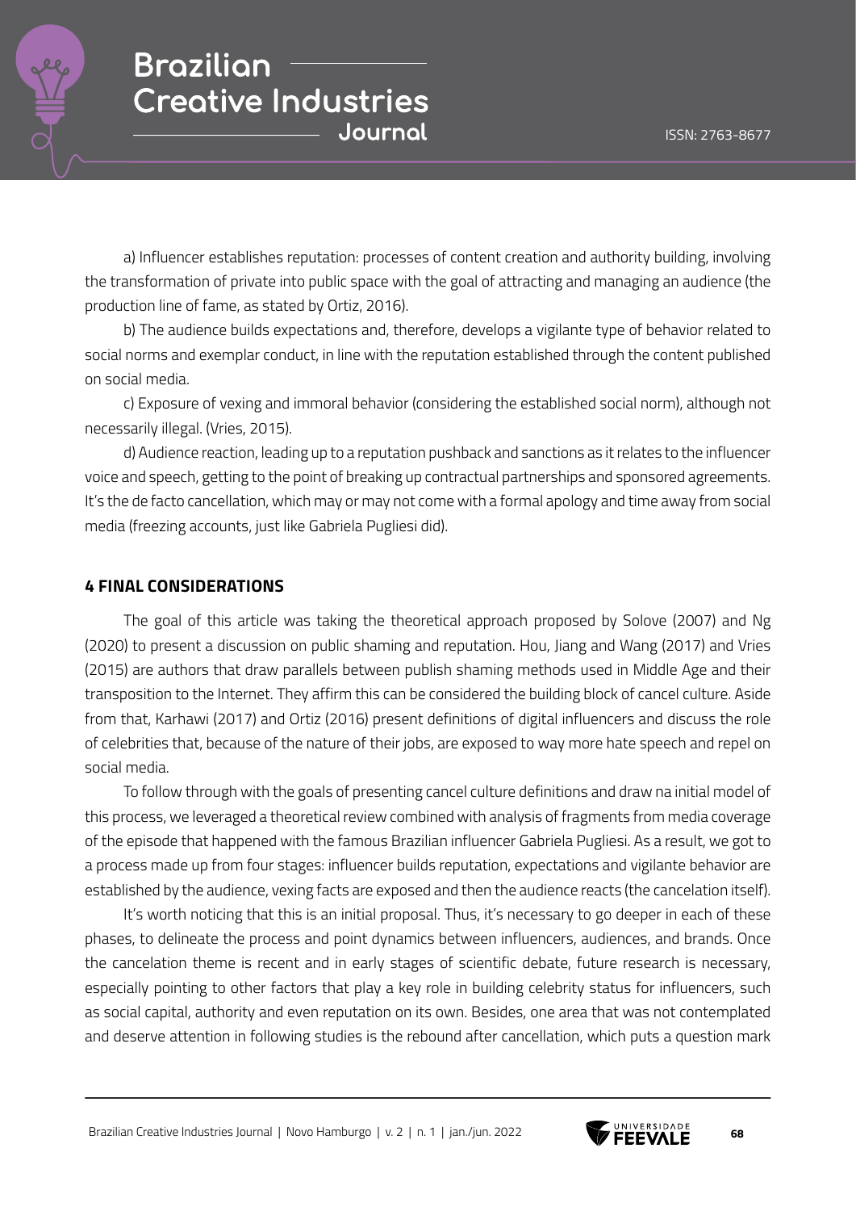a) Influencer establishes reputation: processes of content creation and authority building, involving the transformation of private into public space with the goal of attracting and managing an audience (the production line of fame, as stated by Ortiz, 2016).

b) The audience builds expectations and, therefore, develops a vigilante type of behavior related to social norms and exemplar conduct, in line with the reputation established through the content published on social media.

c) Exposure of vexing and immoral behavior (considering the established social norm), although not necessarily illegal. (Vries, 2015).

d) Audience reaction, leading up to a reputation pushback and sanctions as it relates to the influencer voice and speech, getting to the point of breaking up contractual partnerships and sponsored agreements. It's the de facto cancellation, which may or may not come with a formal apology and time away from social media (freezing accounts, just like Gabriela Pugliesi did).

## 4 FINAL CONSIDERATIONS

The goal of this article was taking the theoretical approach proposed by Solove (2007) and Ng (2020) to present a discussion on public shaming and reputation. Hou, Jiang and Wang (2017) and Vries (2015) are authors that draw parallels between publish shaming methods used in Middle Age and their transposition to the Internet. They affirm this can be considered the building block of cancel culture. Aside from that, Karhawi (2017) and Ortiz (2016) present definitions of digital influencers and discuss the role of celebrities that, because of the nature of their jobs, are exposed to way more hate speech and repel on social media.

To follow through with the goals of presenting cancel culture definitions and draw na initial model of this process, we leveraged a theoretical review combined with analysis of fragments from media coverage of the episode that happened with the famous Brazilian influencer Gabriela Pugliesi. As a result, we got to a process made up from four stages: influencer builds reputation, expectations and vigilante behavior are established by the audience, vexing facts are exposed and then the audience reacts (the cancelation itself).

It's worth noticing that this is an initial proposal. Thus, it's necessary to go deeper in each of these phases, to delineate the process and point dynamics between influencers, audiences, and brands. Once the cancelation theme is recent and in early stages of scientific debate, future research is necessary, especially pointing to other factors that play a key role in building celebrity status for influencers, such as social capital, authority and even reputation on its own. Besides, one area that was not contemplated and deserve attention in following studies is the rebound after cancellation, which puts a question mark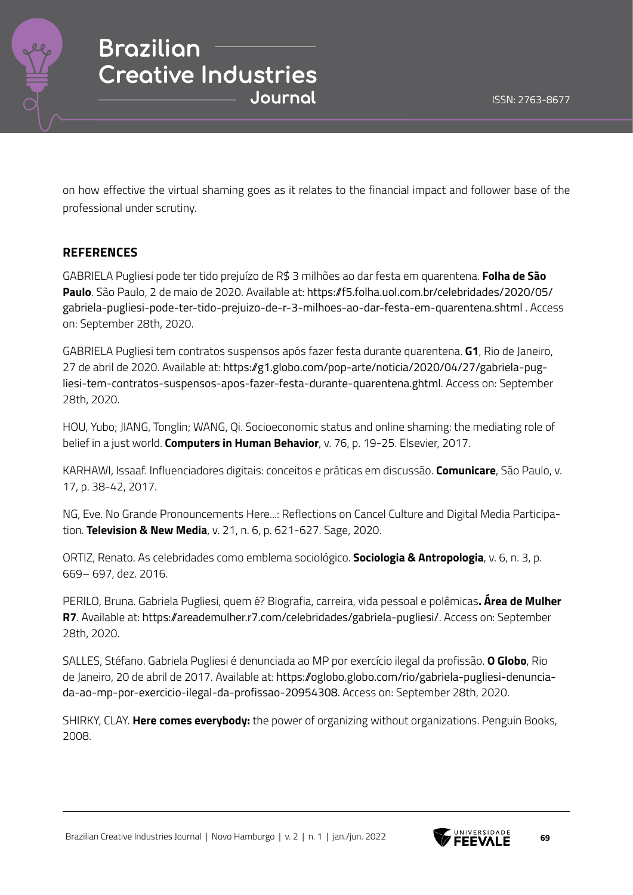on how effective the virtual shaming goes as it relates to the financial impact and follower base of the professional under scrutiny.

## REFERENCES

GABRIELA Pugliesi pode ter tido prejuízo de R$ 3 milhões ao dar festa em quarentena. **Folha de São Paulo**. São Paulo, 2 de maio de 2020. Available at: https://f5.folha.uol.com.br/celebridades/2020/05/gabriela-pugliesi-pode-ter-tido-prejuizo-de-r-3-milhoes-ao-dar-festa-em-quarentena.shtml . Access on: September 28th, 2020.

GABRIELA Pugliesi tem contratos suspensos após fazer festa durante quarentena. **G1**, Rio de Janeiro, 27 de abril de 2020. Available at: https://g1.globo.com/pop-arte/noticia/2020/04/27/gabriela-pugliesi-tem-contratos-suspensos-apos-fazer-festa-durante-quarentena.ghtml. Access on: September 28th, 2020.

HOU, Yubo; JIANG, Tonglin; WANG, Qi. Socioeconomic status and online shaming: the mediating role of belief in a just world. **Computers in Human Behavior**, v. 76, p. 19-25. Elsevier, 2017.

KARHAWI, Issaaf. Influenciadores digitais: conceitos e práticas em discussão. **Comunicare**, São Paulo, v. 17, p. 38-42, 2017.

NG, Eve. No Grande Pronouncements Here...: Reflections on Cancel Culture and Digital Media Participation. **Television & New Media**, v. 21, n. 6, p. 621-627. Sage, 2020.

ORTIZ, Renato. As celebridades como emblema sociológico. **Sociologia & Antropologia**, v. 6, n. 3, p. 669– 697, dez. 2016.

PERILO, Bruna. Gabriela Pugliesi, quem é? Biografia, carreira, vida pessoal e polêmicas**. Área de Mulher R7**. Available at: https://areademulher.r7.com/celebridades/gabriela-pugliesi/. Access on: September 28th, 2020.

SALLES, Stéfano. Gabriela Pugliesi é denunciada ao MP por exercício ilegal da profissão. **O Globo**, Rio de Janeiro, 20 de abril de 2017. Available at: https://oglobo.globo.com/rio/gabriela-pugliesi-denunciada-ao-mp-por-exercicio-ilegal-da-profissao-20954308. Access on: September 28th, 2020.

SHIRKY, CLAY. **Here comes everybody:** the power of organizing without organizations. Penguin Books, 2008.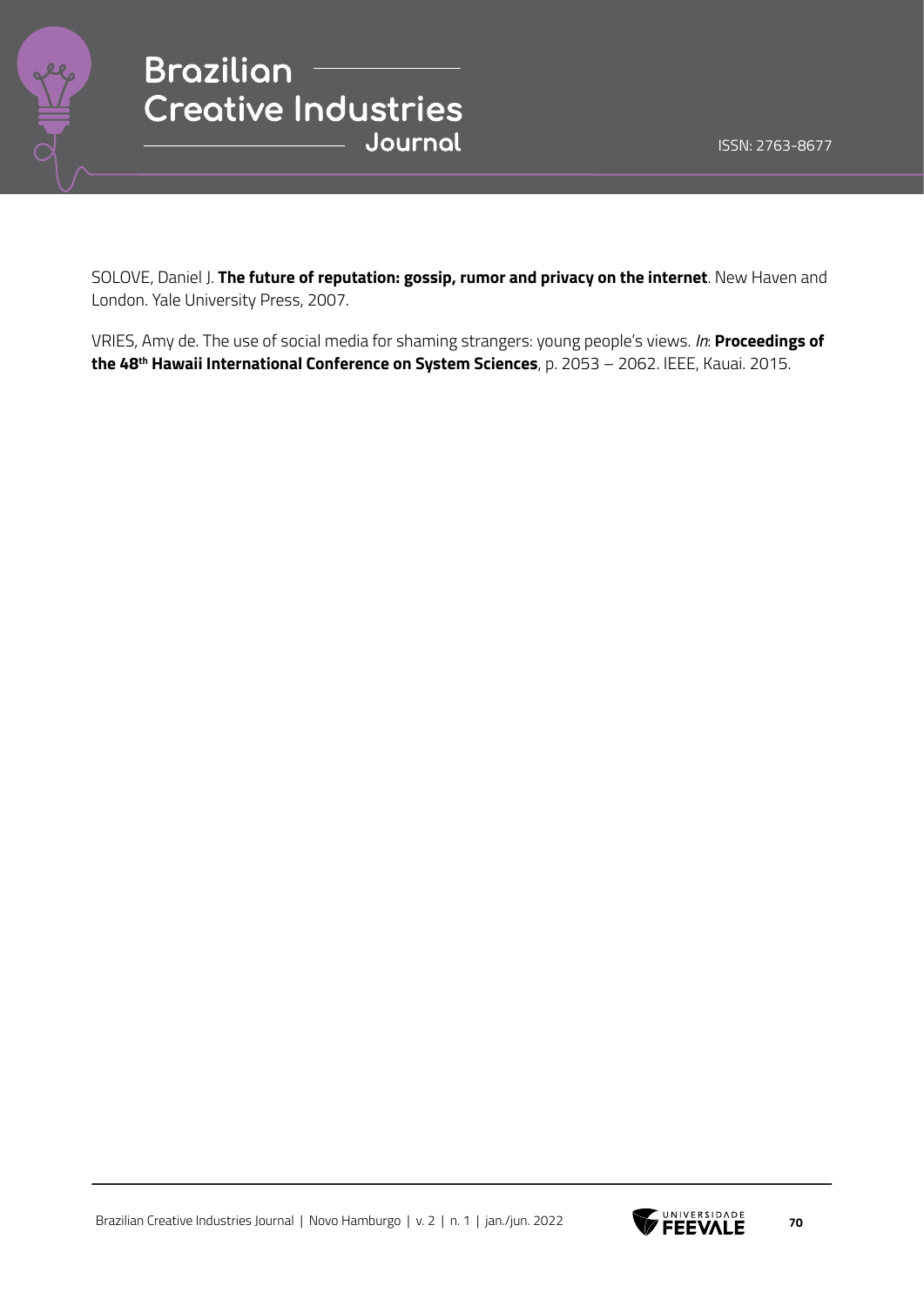SOLOVE, Daniel J. **The future of reputation: gossip, rumor and privacy on the internet**. New Haven and London. Yale University Press, 2007.

VRIES, Amy de. The use of social media for shaming strangers: young people's views. *In*: **Proceedings of the 48th Hawaii International Conference on System Sciences**, p. 2053 – 2062. IEEE, Kauai. 2015.